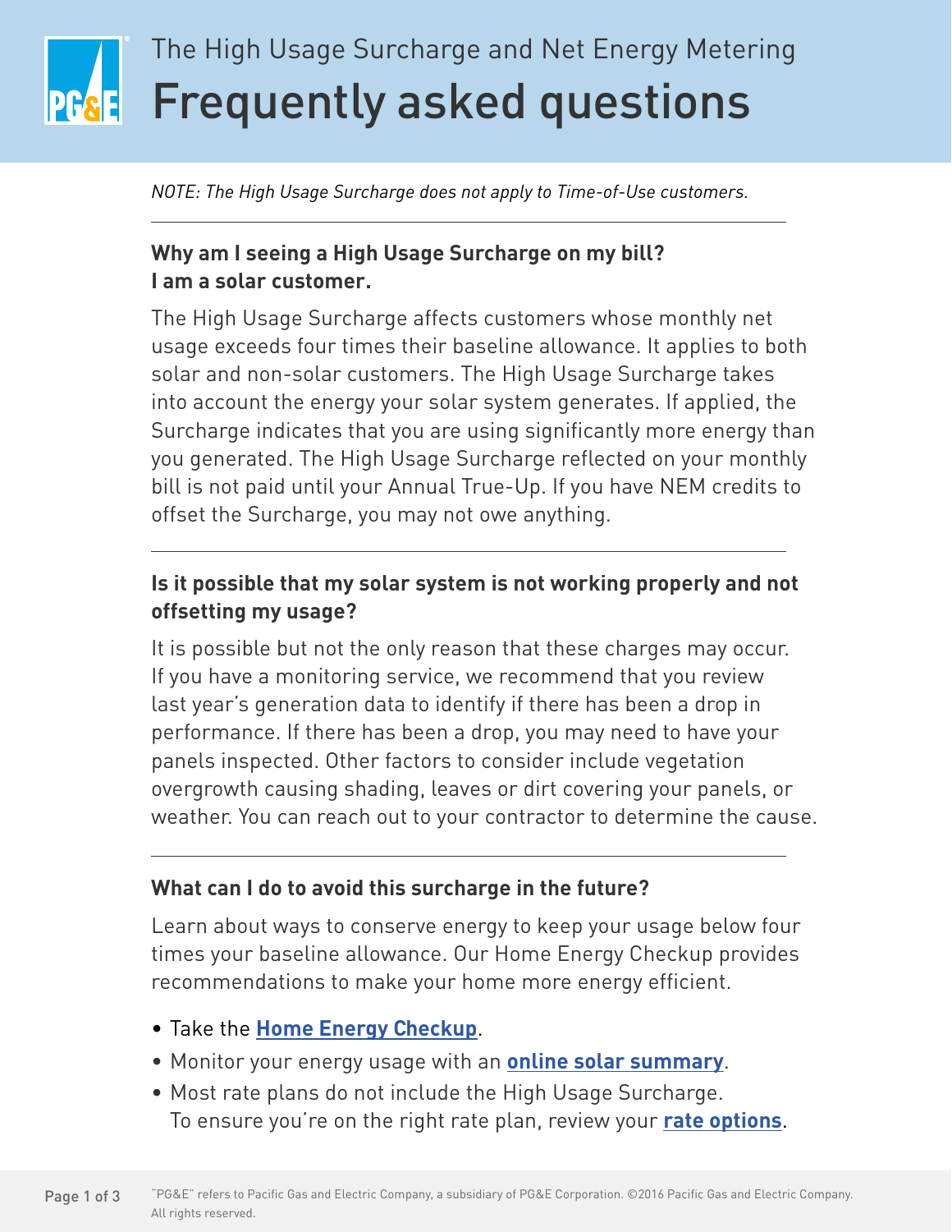The High Usage Surcharge and Net Energy Metering

# Frequently asked questions

*NOTE: The High Usage Surcharge does not apply to Time-of-Use customers.*

---

### Why am I seeing a High Usage Surcharge on my bill? I am a solar customer.

The High Usage Surcharge affects customers whose monthly net usage exceeds four times their baseline allowance. It applies to both solar and non-solar customers. The High Usage Surcharge takes into account the energy your solar system generates. If applied, the Surcharge indicates that you are using significantly more energy than you generated. The High Usage Surcharge reflected on your monthly bill is not paid until your Annual True-Up. If you have NEM credits to offset the Surcharge, you may not owe anything.

---

### Is it possible that my solar system is not working properly and not offsetting my usage?

It is possible but not the only reason that these charges may occur. If you have a monitoring service, we recommend that you review last year's generation data to identify if there has been a drop in performance. If there has been a drop, you may need to have your panels inspected. Other factors to consider include vegetation overgrowth causing shading, leaves or dirt covering your panels, or weather. You can reach out to your contractor to determine the cause.

---

### What can I do to avoid this surcharge in the future?

Learn about ways to conserve energy to keep your usage below four times your baseline allowance. Our Home Energy Checkup provides recommendations to make your home more energy efficient.

- Take the **Home Energy Checkup**.
- Monitor your energy usage with an **online solar summary**.
- Most rate plans do not include the High Usage Surcharge. To ensure you're on the right rate plan, review your **rate options**.

"PG&E" refers to Pacific Gas and Electric Company, a subsidiary of PG&E Corporation. ©2016 Pacific Gas and Electric Company. All rights reserved.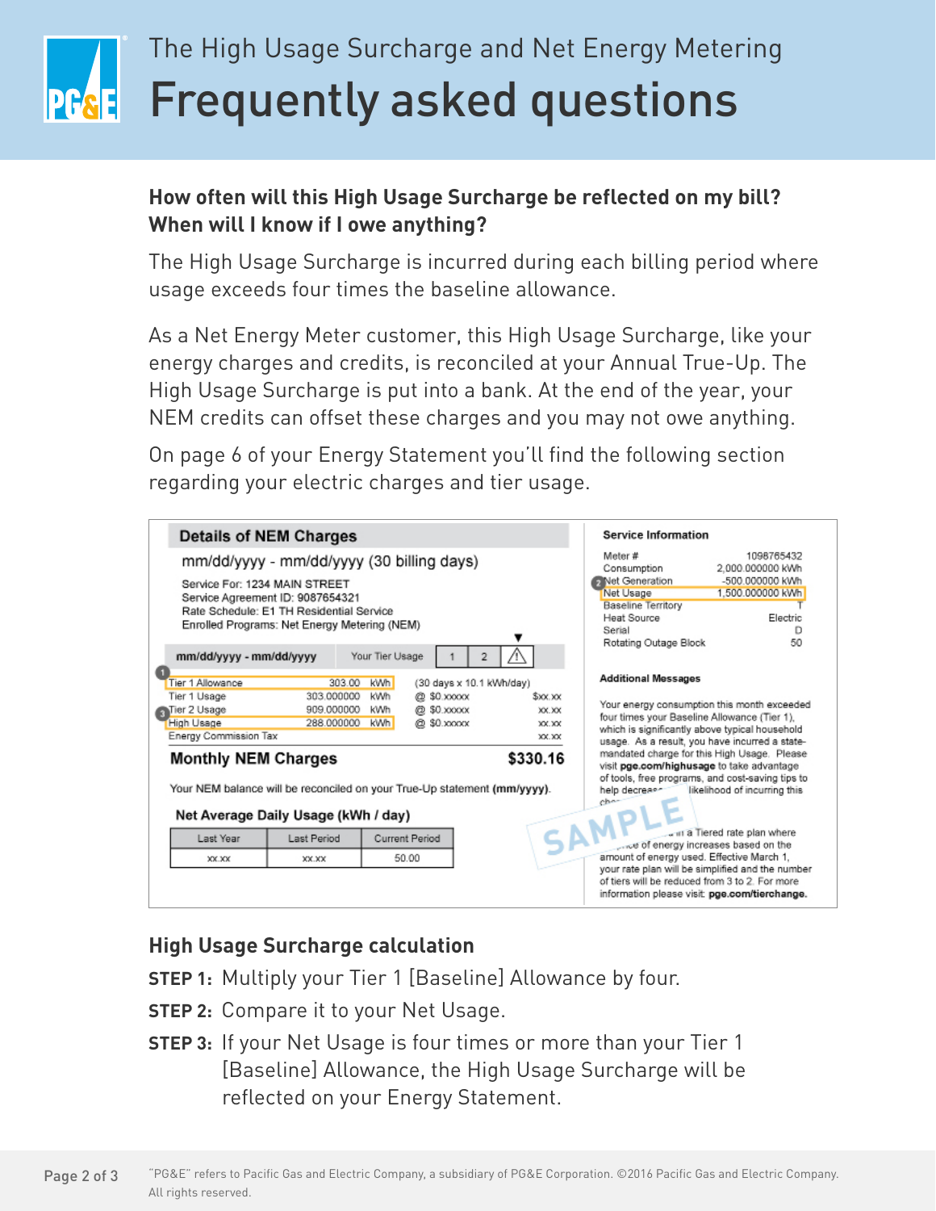# The High Usage Surcharge and Net Energy Metering

# Frequently asked questions

**How often will this High Usage Surcharge be reflected on my bill? When will I know if I owe anything?**

The High Usage Surcharge is incurred during each billing period where usage exceeds four times the baseline allowance.

As a Net Energy Meter customer, this High Usage Surcharge, like your energy charges and credits, is reconciled at your Annual True-Up. The High Usage Surcharge is put into a bank. At the end of the year, your NEM credits can offset these charges and you may not owe anything.

On page 6 of your Energy Statement you'll find the following section regarding your electric charges and tier usage.

**Details of NEM Charges**

mm/dd/yyyy - mm/dd/yyyy (30 billing days)

Service For: 1234 MAIN STREET
Service Agreement ID: 9087654321
Rate Schedule: E1 TH Residential Service
Enrolled Programs: Net Energy Metering (NEM)

mm/dd/yyyy - mm/dd/yyyy — Your Tier Usage: 1 | 2 | ⚠

| | | | | |
|---|---|---|---|---|
| ① Tier 1 Allowance | 303.00 kWh | (30 days x 10.1 kWh/day) | | |
| Tier 1 Usage | 303.000000 kWh | @ $0.xxxxx | $xx.xx |
| ③ Tier 2 Usage | 909.000000 kWh | @ $0.xxxxx | xx.xx |
| High Usage | 288.000000 kWh | @ $0.xxxxx | xx.xx |
| Energy Commission Tax | | | xx.xx |

**Monthly NEM Charges** **$330.16**

Your NEM balance will be reconciled on your True-Up statement **(mm/yyyy)**.

**Net Average Daily Usage (kWh / day)**

| Last Year | Last Period | Current Period |
|---|---|---|
| xx.xx | xx.xx | 50.00 |

**Service Information**

| | |
|---|---|
| Meter # | 1098765432 |
| Consumption | 2,000.000000 kWh |
| ② Net Generation | -500.000000 kWh |
| Net Usage | 1,500.000000 kWh |
| Baseline Territory | T |
| Heat Source | Electric |
| Serial | D |
| Rotating Outage Block | 50 |

**Additional Messages**

Your energy consumption this month exceeded four times your Baseline Allowance (Tier 1), which is significantly above typical household usage. As a result, you have incurred a state-mandated charge for this High Usage. Please visit **pge.com/highusage** to take advantage of tools, free programs, and cost-saving tips to help decrease the likelihood of incurring this charge.

SAMPLE

...on a Tiered rate plan where ...price of energy increases based on the amount of energy used. Effective March 1, your rate plan will be simplified and the number of tiers will be reduced from 3 to 2. For more information please visit **pge.com/tierchange**.

## High Usage Surcharge calculation

**STEP 1:** Multiply your Tier 1 [Baseline] Allowance by four.

**STEP 2:** Compare it to your Net Usage.

**STEP 3:** If your Net Usage is four times or more than your Tier 1 [Baseline] Allowance, the High Usage Surcharge will be reflected on your Energy Statement.

"PG&E" refers to Pacific Gas and Electric Company, a subsidiary of PG&E Corporation. ©2016 Pacific Gas and Electric Company. All rights reserved.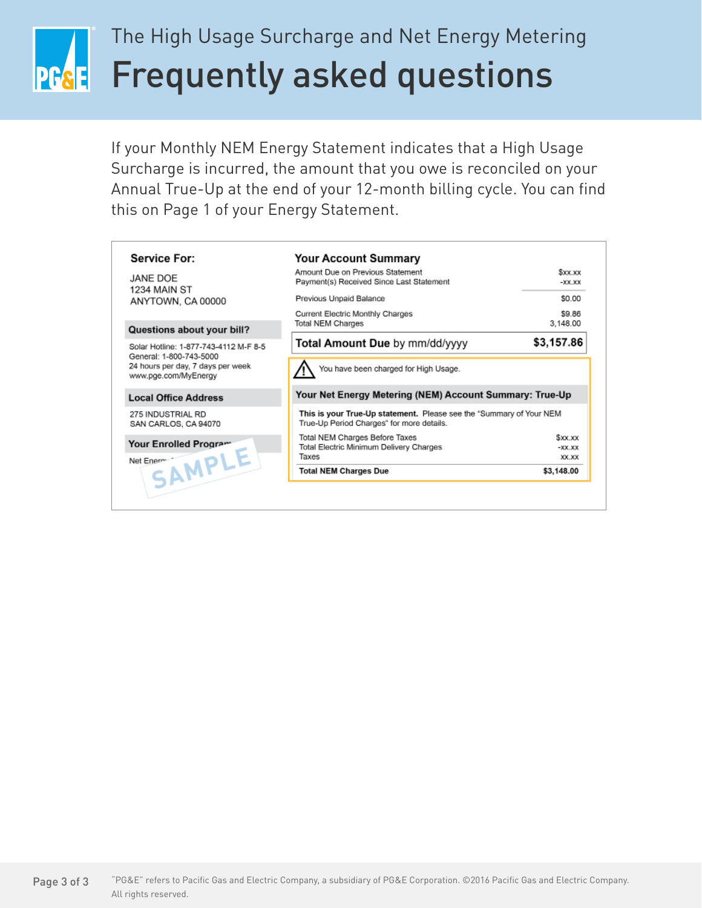The High Usage Surcharge and Net Energy Metering

# Frequently asked questions

If your Monthly NEM Energy Statement indicates that a High Usage Surcharge is incurred, the amount that you owe is reconciled on your Annual True-Up at the end of your 12-month billing cycle. You can find this on Page 1 of your Energy Statement.

**Service For:**

JANE DOE
1234 MAIN ST
ANYTOWN, CA 00000

**Questions about your bill?**

Solar Hotline: 1-877-743-4112 M-F 8-5
General: 1-800-743-5000
24 hours per day, 7 days per week
www.pge.com/MyEnergy

**Local Office Address**

275 INDUSTRIAL RD
SAN CARLOS, CA 94070

**Your Enrolled Program**

Net Energy

SAMPLE

**Your Account Summary**

| | |
|---|---|
| Amount Due on Previous Statement | $xx.xx |
| Payment(s) Received Since Last Statement | -xx.xx |
| Previous Unpaid Balance | $0.00 |
| Current Electric Monthly Charges | $9.86 |
| Total NEM Charges | 3,148.00 |
| **Total Amount Due** by mm/dd/yyyy | **$3,157.86** |

⚠ You have been charged for High Usage.

**Your Net Energy Metering (NEM) Account Summary: True-Up**

**This is your True-Up statement.** Please see the "Summary of Your NEM True-Up Period Charges" for more details.

| | |
|---|---|
| Total NEM Charges Before Taxes | $xx.xx |
| Total Electric Minimum Delivery Charges | -xx.xx |
| Taxes | xx.xx |
| **Total NEM Charges Due** | **$3,148.00** |

"PG&E" refers to Pacific Gas and Electric Company, a subsidiary of PG&E Corporation. ©2016 Pacific Gas and Electric Company. All rights reserved.